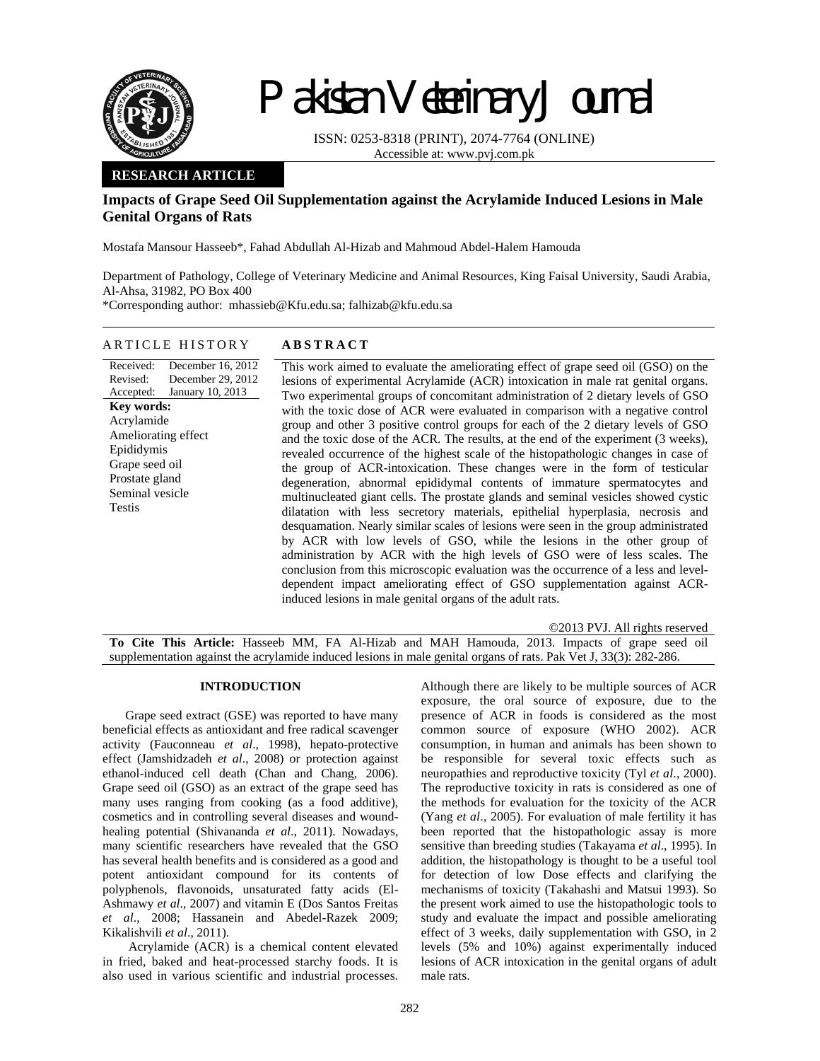Pakistan Veterinary Journal

ISSN: 0253-8318 (PRINT), 2074-7764 (ONLINE)
Accessible at: www.pvj.com.pk

**RESEARCH ARTICLE**

# Impacts of Grape Seed Oil Supplementation against the Acrylamide Induced Lesions in Male Genital Organs of Rats

Mostafa Mansour Hasseeb*, Fahad Abdullah Al-Hizab and Mahmoud Abdel-Halem Hamouda

Department of Pathology, College of Veterinary Medicine and Animal Resources, King Faisal University, Saudi Arabia, Al-Ahsa, 31982, PO Box 400

*Corresponding author: mhassieb@Kfu.edu.sa; falhizab@kfu.edu.sa

## ARTICLE HISTORY

Received: December 16, 2012
Revised: December 29, 2012
Accepted: January 10, 2013

**Key words:**
Acrylamide
Ameliorating effect
Epididymis
Grape seed oil
Prostate gland
Seminal vesicle
Testis

## ABSTRACT

This work aimed to evaluate the ameliorating effect of grape seed oil (GSO) on the lesions of experimental Acrylamide (ACR) intoxication in male rat genital organs. Two experimental groups of concomitant administration of 2 dietary levels of GSO with the toxic dose of ACR were evaluated in comparison with a negative control group and other 3 positive control groups for each of the 2 dietary levels of GSO and the toxic dose of the ACR. The results, at the end of the experiment (3 weeks), revealed occurrence of the highest scale of the histopathologic changes in case of the group of ACR-intoxication. These changes were in the form of testicular degeneration, abnormal epididymal contents of immature spermatocytes and multinucleated giant cells. The prostate glands and seminal vesicles showed cystic dilatation with less secretory materials, epithelial hyperplasia, necrosis and desquamation. Nearly similar scales of lesions were seen in the group administrated by ACR with low levels of GSO, while the lesions in the other group of administration by ACR with the high levels of GSO were of less scales. The conclusion from this microscopic evaluation was the occurrence of a less and level-dependent impact ameliorating effect of GSO supplementation against ACR-induced lesions in male genital organs of the adult rats.

©2013 PVJ. All rights reserved

**To Cite This Article:** Hasseeb MM, FA Al-Hizab and MAH Hamouda, 2013. Impacts of grape seed oil supplementation against the acrylamide induced lesions in male genital organs of rats. Pak Vet J, 33(3): 282-286.

## INTRODUCTION

Grape seed extract (GSE) was reported to have many beneficial effects as antioxidant and free radical scavenger activity (Fauconneau *et al*., 1998), hepato-protective effect (Jamshidzadeh *et al*., 2008) or protection against ethanol-induced cell death (Chan and Chang, 2006). Grape seed oil (GSO) as an extract of the grape seed has many uses ranging from cooking (as a food additive), cosmetics and in controlling several diseases and wound-healing potential (Shivananda *et al*., 2011). Nowadays, many scientific researchers have revealed that the GSO has several health benefits and is considered as a good and potent antioxidant compound for its contents of polyphenols, flavonoids, unsaturated fatty acids (El-Ashmawy *et al*., 2007) and vitamin E (Dos Santos Freitas *et al*., 2008; Hassanein and Abedel-Razek 2009; Kikalishvili *et al*., 2011).

Acrylamide (ACR) is a chemical content elevated in fried, baked and heat-processed starchy foods. It is also used in various scientific and industrial processes. Although there are likely to be multiple sources of ACR exposure, the oral source of exposure, due to the presence of ACR in foods is considered as the most common source of exposure (WHO 2002). ACR consumption, in human and animals has been shown to be responsible for several toxic effects such as neuropathies and reproductive toxicity (Tyl *et al*., 2000). The reproductive toxicity in rats is considered as one of the methods for evaluation for the toxicity of the ACR (Yang *et al*., 2005). For evaluation of male fertility it has been reported that the histopathologic assay is more sensitive than breeding studies (Takayama *et al*., 1995). In addition, the histopathology is thought to be a useful tool for detection of low Dose effects and clarifying the mechanisms of toxicity (Takahashi and Matsui 1993). So the present work aimed to use the histopathologic tools to study and evaluate the impact and possible ameliorating effect of 3 weeks, daily supplementation with GSO, in 2 levels (5% and 10%) against experimentally induced lesions of ACR intoxication in the genital organs of adult male rats.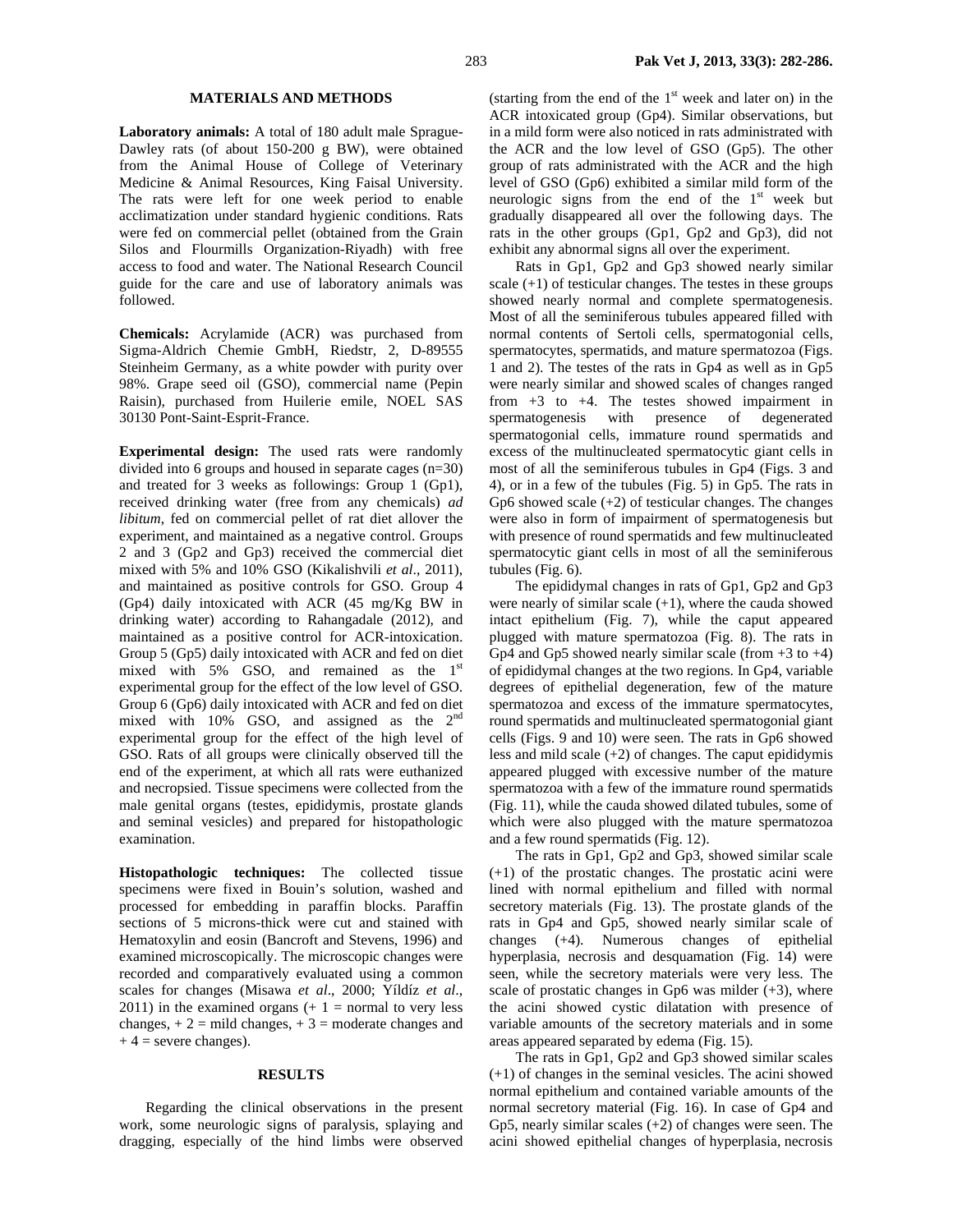## MATERIALS AND METHODS

**Laboratory animals:** A total of 180 adult male Sprague-Dawley rats (of about 150-200 g BW), were obtained from the Animal House of College of Veterinary Medicine & Animal Resources, King Faisal University. The rats were left for one week period to enable acclimatization under standard hygienic conditions. Rats were fed on commercial pellet (obtained from the Grain Silos and Flourmills Organization-Riyadh) with free access to food and water. The National Research Council guide for the care and use of laboratory animals was followed.

**Chemicals:** Acrylamide (ACR) was purchased from Sigma-Aldrich Chemie GmbH, Riedstr, 2, D-89555 Steinheim Germany, as a white powder with purity over 98%. Grape seed oil (GSO), commercial name (Pepin Raisin), purchased from Huilerie emile, NOEL SAS 30130 Pont-Saint-Esprit-France.

**Experimental design:** The used rats were randomly divided into 6 groups and housed in separate cages (n=30) and treated for 3 weeks as followings: Group 1 (Gp1), received drinking water (free from any chemicals) *ad libitum*, fed on commercial pellet of rat diet allover the experiment, and maintained as a negative control. Groups 2 and 3 (Gp2 and Gp3) received the commercial diet mixed with 5% and 10% GSO (Kikalishvili *et al*., 2011), and maintained as positive controls for GSO. Group 4 (Gp4) daily intoxicated with ACR (45 mg/Kg BW in drinking water) according to Rahangadale (2012), and maintained as a positive control for ACR-intoxication. Group 5 (Gp5) daily intoxicated with ACR and fed on diet mixed with 5% GSO, and remained as the 1st experimental group for the effect of the low level of GSO. Group 6 (Gp6) daily intoxicated with ACR and fed on diet mixed with 10% GSO, and assigned as the 2nd experimental group for the effect of the high level of GSO. Rats of all groups were clinically observed till the end of the experiment, at which all rats were euthanized and necropsied. Tissue specimens were collected from the male genital organs (testes, epididymis, prostate glands and seminal vesicles) and prepared for histopathologic examination.

**Histopathologic techniques:** The collected tissue specimens were fixed in Bouin's solution, washed and processed for embedding in paraffin blocks. Paraffin sections of 5 microns-thick were cut and stained with Hematoxylin and eosin (Bancroft and Stevens, 1996) and examined microscopically. The microscopic changes were recorded and comparatively evaluated using a common scales for changes (Misawa *et al*., 2000; Yíldíz *et al*., 2011) in the examined organs (+ 1 = normal to very less changes, + 2 = mild changes, + 3 = moderate changes and + 4 = severe changes).

## RESULTS

Regarding the clinical observations in the present work, some neurologic signs of paralysis, splaying and dragging, especially of the hind limbs were observed (starting from the end of the 1st week and later on) in the ACR intoxicated group (Gp4). Similar observations, but in a mild form were also noticed in rats administrated with the ACR and the low level of GSO (Gp5). The other group of rats administrated with the ACR and the high level of GSO (Gp6) exhibited a similar mild form of the neurologic signs from the end of the 1st week but gradually disappeared all over the following days. The rats in the other groups (Gp1, Gp2 and Gp3), did not exhibit any abnormal signs all over the experiment.

Rats in Gp1, Gp2 and Gp3 showed nearly similar scale (+1) of testicular changes. The testes in these groups showed nearly normal and complete spermatogenesis. Most of all the seminiferous tubules appeared filled with normal contents of Sertoli cells, spermatogonial cells, spermatocytes, spermatids, and mature spermatozoa (Figs. 1 and 2). The testes of the rats in Gp4 as well as in Gp5 were nearly similar and showed scales of changes ranged from +3 to +4. The testes showed impairment in spermatogenesis with presence of degenerated spermatogonial cells, immature round spermatids and excess of the multinucleated spermatocytic giant cells in most of all the seminiferous tubules in Gp4 (Figs. 3 and 4), or in a few of the tubules (Fig. 5) in Gp5. The rats in Gp6 showed scale (+2) of testicular changes. The changes were also in form of impairment of spermatogenesis but with presence of round spermatids and few multinucleated spermatocytic giant cells in most of all the seminiferous tubules (Fig. 6).

The epididymal changes in rats of Gp1, Gp2 and Gp3 were nearly of similar scale (+1), where the cauda showed intact epithelium (Fig. 7), while the caput appeared plugged with mature spermatozoa (Fig. 8). The rats in Gp4 and Gp5 showed nearly similar scale (from +3 to +4) of epididymal changes at the two regions. In Gp4, variable degrees of epithelial degeneration, few of the mature spermatozoa and excess of the immature spermatocytes, round spermatids and multinucleated spermatogonial giant cells (Figs. 9 and 10) were seen. The rats in Gp6 showed less and mild scale (+2) of changes. The caput epididymis appeared plugged with excessive number of the mature spermatozoa with a few of the immature round spermatids (Fig. 11), while the cauda showed dilated tubules, some of which were also plugged with the mature spermatozoa and a few round spermatids (Fig. 12).

The rats in Gp1, Gp2 and Gp3, showed similar scale (+1) of the prostatic changes. The prostatic acini were lined with normal epithelium and filled with normal secretory materials (Fig. 13). The prostate glands of the rats in Gp4 and Gp5, showed nearly similar scale of changes (+4). Numerous changes of epithelial hyperplasia, necrosis and desquamation (Fig. 14) were seen, while the secretory materials were very less. The scale of prostatic changes in Gp6 was milder (+3), where the acini showed cystic dilatation with presence of variable amounts of the secretory materials and in some areas appeared separated by edema (Fig. 15).

The rats in Gp1, Gp2 and Gp3 showed similar scales (+1) of changes in the seminal vesicles. The acini showed normal epithelium and contained variable amounts of the normal secretory material (Fig. 16). In case of Gp4 and Gp5, nearly similar scales (+2) of changes were seen. The acini showed epithelial changes of hyperplasia, necrosis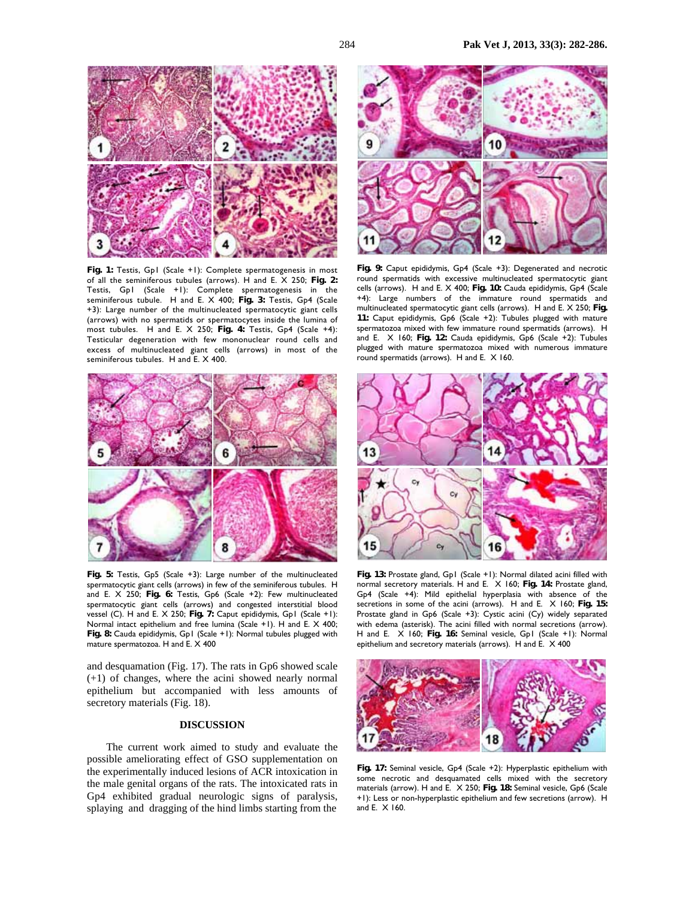**Fig. 1:** Testis, Gp1 (Scale +1): Complete spermatogenesis in most of all the seminiferous tubules (arrows). H and E. X 250; **Fig. 2:** Testis, Gp1 (Scale +1): Complete spermatogenesis in the seminiferous tubule. H and E. X 400; **Fig. 3:** Testis, Gp4 (Scale +3): Large number of the multinucleated spermatocytic giant cells (arrows) with no spermatids or spermatocytes inside the lumina of most tubules. H and E. X 250; **Fig. 4:** Testis, Gp4 (Scale +4): Testicular degeneration with few mononuclear round cells and excess of multinucleated giant cells (arrows) in most of the seminiferous tubules. H and E. X 400.

**Fig. 5:** Testis, Gp5 (Scale +3): Large number of the multinucleated spermatocytic giant cells (arrows) in few of the seminiferous tubules. H and E. X 250; **Fig. 6:** Testis, Gp6 (Scale +2): Few multinucleated spermatocytic giant cells (arrows) and congested interstitial blood vessel (C). H and E. X 250; **Fig. 7:** Caput epididymis, Gp1 (Scale +1): Normal intact epithelium and free lumina (Scale +1). H and E. X 400; **Fig. 8:** Cauda epididymis, Gp1 (Scale +1): Normal tubules plugged with mature spermatozoa. H and E. X 400

and desquamation (Fig. 17). The rats in Gp6 showed scale (+1) of changes, where the acini showed nearly normal epithelium but accompanied with less amounts of secretory materials (Fig. 18).

## DISCUSSION

The current work aimed to study and evaluate the possible ameliorating effect of GSO supplementation on the experimentally induced lesions of ACR intoxication in the male genital organs of the rats. The intoxicated rats in Gp4 exhibited gradual neurologic signs of paralysis, splaying and dragging of the hind limbs starting from the

**Fig. 9:** Caput epididymis, Gp4 (Scale +3): Degenerated and necrotic round spermatids with excessive multinucleated spermatocytic giant cells (arrows). H and E. X 400; **Fig. 10:** Cauda epididymis, Gp4 (Scale +4): Large numbers of the immature round spermatids and multinucleated spermatocytic giant cells (arrows). H and E. X 250; **Fig. 11:** Caput epididymis, Gp6 (Scale +2): Tubules plugged with mature spermatozoa mixed with few immature round spermatids (arrows). H and E. X 160; **Fig. 12:** Cauda epididymis, Gp6 (Scale +2): Tubules plugged with mature spermatozoa mixed with numerous immature round spermatids (arrows). H and E. X 160.

**Fig. 13:** Prostate gland, Gp1 (Scale +1): Normal dilated acini filled with normal secretory materials. H and E. X 160; **Fig. 14:** Prostate gland, Gp4 (Scale +4): Mild epithelial hyperplasia with absence of the secretions in some of the acini (arrows). H and E. X 160; **Fig. 15:** Prostate gland in Gp6 (Scale +3): Cystic acini (Cy) widely separated with edema (asterisk). The acini filled with normal secretions (arrow). H and E. X 160; **Fig. 16:** Seminal vesicle, Gp1 (Scale +1): Normal epithelium and secretory materials (arrows). H and E. X 400

**Fig. 17:** Seminal vesicle, Gp4 (Scale +2): Hyperplastic epithelium with some necrotic and desquamated cells mixed with the secretory materials (arrow). H and E. X 250; **Fig. 18:** Seminal vesicle, Gp6 (Scale +1): Less or non-hyperplastic epithelium and few secretions (arrow). H and E. X 160.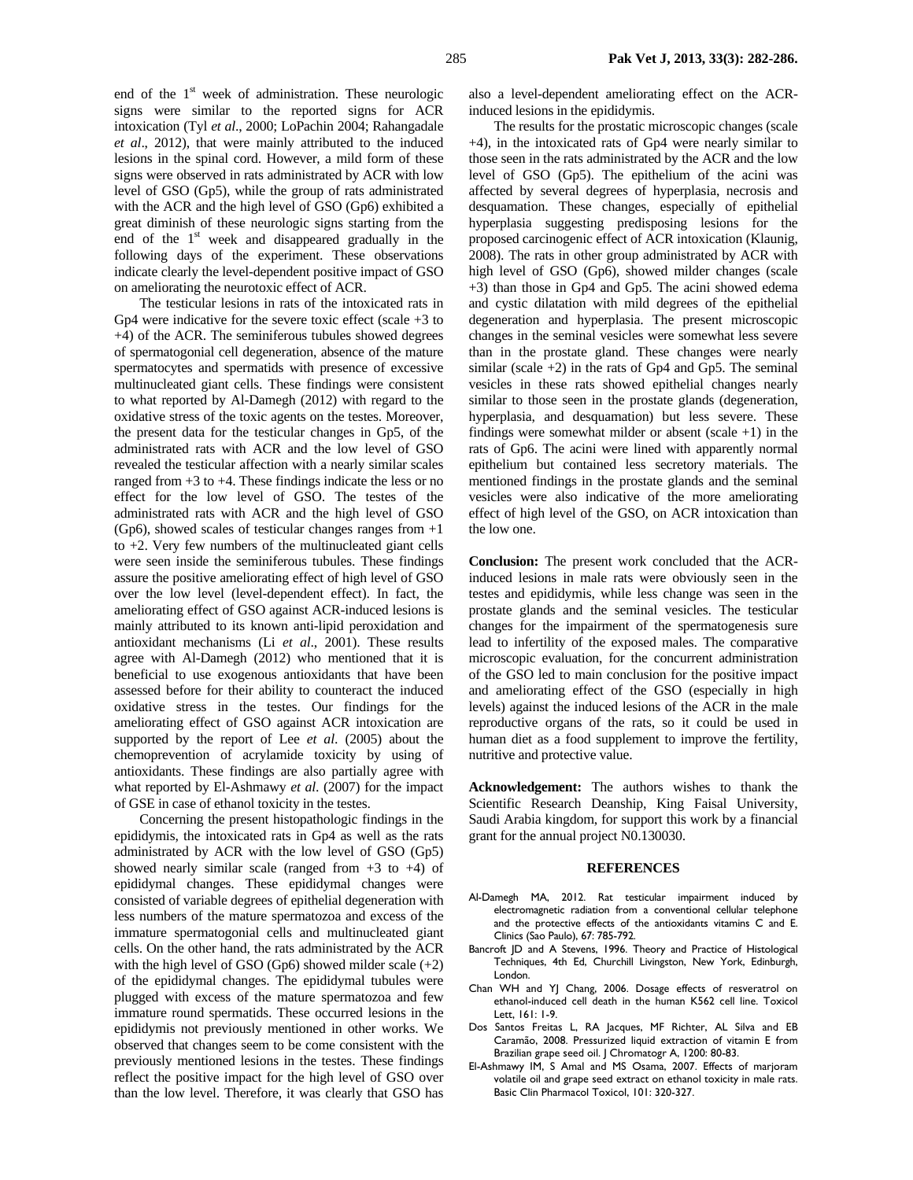end of the 1st week of administration. These neurologic signs were similar to the reported signs for ACR intoxication (Tyl *et al*., 2000; LoPachin 2004; Rahangadale *et al*., 2012), that were mainly attributed to the induced lesions in the spinal cord. However, a mild form of these signs were observed in rats administrated by ACR with low level of GSO (Gp5), while the group of rats administrated with the ACR and the high level of GSO (Gp6) exhibited a great diminish of these neurologic signs starting from the end of the 1st week and disappeared gradually in the following days of the experiment. These observations indicate clearly the level-dependent positive impact of GSO on ameliorating the neurotoxic effect of ACR.

The testicular lesions in rats of the intoxicated rats in Gp4 were indicative for the severe toxic effect (scale +3 to +4) of the ACR. The seminiferous tubules showed degrees of spermatogonial cell degeneration, absence of the mature spermatocytes and spermatids with presence of excessive multinucleated giant cells. These findings were consistent to what reported by Al-Damegh (2012) with regard to the oxidative stress of the toxic agents on the testes. Moreover, the present data for the testicular changes in Gp5, of the administrated rats with ACR and the low level of GSO revealed the testicular affection with a nearly similar scales ranged from +3 to +4. These findings indicate the less or no effect for the low level of GSO. The testes of the administrated rats with ACR and the high level of GSO (Gp6), showed scales of testicular changes ranges from +1 to +2. Very few numbers of the multinucleated giant cells were seen inside the seminiferous tubules. These findings assure the positive ameliorating effect of high level of GSO over the low level (level-dependent effect). In fact, the ameliorating effect of GSO against ACR-induced lesions is mainly attributed to its known anti-lipid peroxidation and antioxidant mechanisms (Li *et al*., 2001). These results agree with Al-Damegh (2012) who mentioned that it is beneficial to use exogenous antioxidants that have been assessed before for their ability to counteract the induced oxidative stress in the testes. Our findings for the ameliorating effect of GSO against ACR intoxication are supported by the report of Lee *et al*. (2005) about the chemoprevention of acrylamide toxicity by using of antioxidants. These findings are also partially agree with what reported by El-Ashmawy *et al*. (2007) for the impact of GSE in case of ethanol toxicity in the testes.

Concerning the present histopathologic findings in the epididymis, the intoxicated rats in Gp4 as well as the rats administrated by ACR with the low level of GSO (Gp5) showed nearly similar scale (ranged from +3 to +4) of epididymal changes. These epididymal changes were consisted of variable degrees of epithelial degeneration with less numbers of the mature spermatozoa and excess of the immature spermatogonial cells and multinucleated giant cells. On the other hand, the rats administrated by the ACR with the high level of GSO (Gp6) showed milder scale (+2) of the epididymal changes. The epididymal tubules were plugged with excess of the mature spermatozoa and few immature round spermatids. These occurred lesions in the epididymis not previously mentioned in other works. We observed that changes seem to be come consistent with the previously mentioned lesions in the testes. These findings reflect the positive impact for the high level of GSO over than the low level. Therefore, it was clearly that GSO has also a level-dependent ameliorating effect on the ACR-induced lesions in the epididymis.

The results for the prostatic microscopic changes (scale +4), in the intoxicated rats of Gp4 were nearly similar to those seen in the rats administrated by the ACR and the low level of GSO (Gp5). The epithelium of the acini was affected by several degrees of hyperplasia, necrosis and desquamation. These changes, especially of epithelial hyperplasia suggesting predisposing lesions for the proposed carcinogenic effect of ACR intoxication (Klaunig, 2008). The rats in other group administrated by ACR with high level of GSO (Gp6), showed milder changes (scale +3) than those in Gp4 and Gp5. The acini showed edema and cystic dilatation with mild degrees of the epithelial degeneration and hyperplasia. The present microscopic changes in the seminal vesicles were somewhat less severe than in the prostate gland. These changes were nearly similar (scale +2) in the rats of Gp4 and Gp5. The seminal vesicles in these rats showed epithelial changes nearly similar to those seen in the prostate glands (degeneration, hyperplasia, and desquamation) but less severe. These findings were somewhat milder or absent (scale +1) in the rats of Gp6. The acini were lined with apparently normal epithelium but contained less secretory materials. The mentioned findings in the prostate glands and the seminal vesicles were also indicative of the more ameliorating effect of high level of the GSO, on ACR intoxication than the low one.

**Conclusion:** The present work concluded that the ACR-induced lesions in male rats were obviously seen in the testes and epididymis, while less change was seen in the prostate glands and the seminal vesicles. The testicular changes for the impairment of the spermatogenesis sure lead to infertility of the exposed males. The comparative microscopic evaluation, for the concurrent administration of the GSO led to main conclusion for the positive impact and ameliorating effect of the GSO (especially in high levels) against the induced lesions of the ACR in the male reproductive organs of the rats, so it could be used in human diet as a food supplement to improve the fertility, nutritive and protective value.

**Acknowledgement:** The authors wishes to thank the Scientific Research Deanship, King Faisal University, Saudi Arabia kingdom, for support this work by a financial grant for the annual project N0.130030.

## REFERENCES

Al-Damegh MA, 2012. Rat testicular impairment induced by electromagnetic radiation from a conventional cellular telephone and the protective effects of the antioxidants vitamins C and E. Clinics (Sao Paulo), 67: 785-792.

Bancroft JD and A Stevens, 1996. Theory and Practice of Histological Techniques, 4th Ed, Churchill Livingston, New York, Edinburgh, London.

Chan WH and YJ Chang, 2006. Dosage effects of resveratrol on ethanol-induced cell death in the human K562 cell line. Toxicol Lett, 161: 1-9.

Dos Santos Freitas L, RA Jacques, MF Richter, AL Silva and EB Caramão, 2008. Pressurized liquid extraction of vitamin E from Brazilian grape seed oil. J Chromatogr A, 1200: 80-83.

El-Ashmawy IM, S Amal and MS Osama, 2007. Effects of marjoram volatile oil and grape seed extract on ethanol toxicity in male rats. Basic Clin Pharmacol Toxicol, 101: 320-327.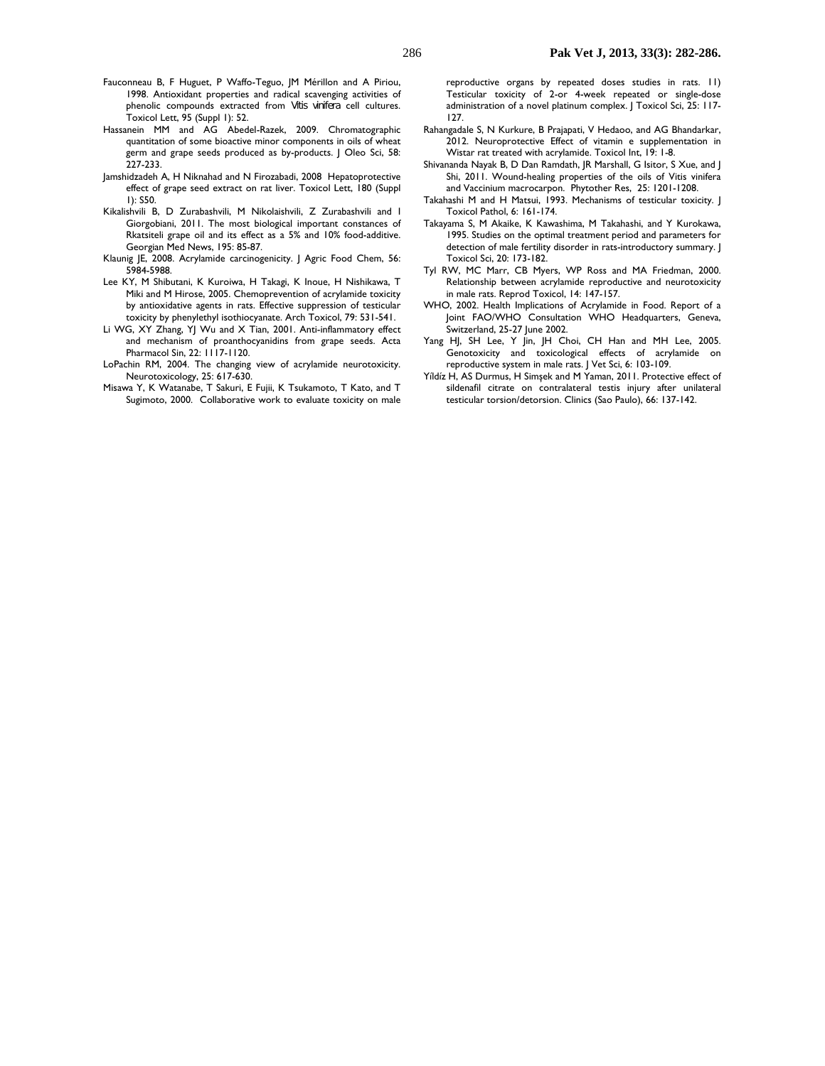Fauconneau B, F Huguet, P Waffo-Teguo, JM Mérillon and A Piriou, 1998. Antioxidant properties and radical scavenging activities of phenolic compounds extracted from *Vitis vinifera* cell cultures. Toxicol Lett, 95 (Suppl 1): 52.

Hassanein MM and AG Abedel-Razek, 2009. Chromatographic quantitation of some bioactive minor components in oils of wheat germ and grape seeds produced as by-products. J Oleo Sci, 58: 227-233.

Jamshidzadeh A, H Niknahad and N Firozabadi, 2008 Hepatoprotective effect of grape seed extract on rat liver. Toxicol Lett, 180 (Suppl 1): S50.

Kikalishvili B, D Zurabashvili, M Nikolaishvili, Z Zurabashvili and I Giorgobiani, 2011. The most biological important constances of Rkatsiteli grape oil and its effect as a 5% and 10% food-additive. Georgian Med News, 195: 85-87.

Klaunig JE, 2008. Acrylamide carcinogenicity. J Agric Food Chem, 56: 5984-5988.

Lee KY, M Shibutani, K Kuroiwa, H Takagi, K Inoue, H Nishikawa, T Miki and M Hirose, 2005. Chemoprevention of acrylamide toxicity by antioxidative agents in rats. Effective suppression of testicular toxicity by phenylethyl isothiocyanate. Arch Toxicol, 79: 531-541.

Li WG, XY Zhang, YJ Wu and X Tian, 2001. Anti-inflammatory effect and mechanism of proanthocyanidins from grape seeds. Acta Pharmacol Sin, 22: 1117-1120.

LoPachin RM, 2004. The changing view of acrylamide neurotoxicity. Neurotoxicology, 25: 617-630.

Misawa Y, K Watanabe, T Sakuri, E Fujii, K Tsukamoto, T Kato, and T Sugimoto, 2000. Collaborative work to evaluate toxicity on male reproductive organs by repeated doses studies in rats. 11) Testicular toxicity of 2-or 4-week repeated or single-dose administration of a novel platinum complex. J Toxicol Sci, 25: 117-127.

Rahangadale S, N Kurkure, B Prajapati, V Hedaoo, and AG Bhandarkar, 2012. Neuroprotective Effect of vitamin e supplementation in Wistar rat treated with acrylamide. Toxicol Int, 19: 1-8.

Shivananda Nayak B, D Dan Ramdath, JR Marshall, G Isitor, S Xue, and J Shi, 2011. Wound-healing properties of the oils of Vitis vinifera and Vaccinium macrocarpon. Phytother Res, 25: 1201-1208.

Takahashi M and H Matsui, 1993. Mechanisms of testicular toxicity. J Toxicol Pathol, 6: 161-174.

Takayama S, M Akaike, K Kawashima, M Takahashi, and Y Kurokawa, 1995. Studies on the optimal treatment period and parameters for detection of male fertility disorder in rats-introductory summary. J Toxicol Sci, 20: 173-182.

Tyl RW, MC Marr, CB Myers, WP Ross and MA Friedman, 2000. Relationship between acrylamide reproductive and neurotoxicity in male rats. Reprod Toxicol, 14: 147-157.

WHO, 2002. Health Implications of Acrylamide in Food. Report of a Joint FAO/WHO Consultation WHO Headquarters, Geneva, Switzerland, 25-27 June 2002.

Yang HJ, SH Lee, Y Jin, JH Choi, CH Han and MH Lee, 2005. Genotoxicity and toxicological effects of acrylamide on reproductive system in male rats. J Vet Sci, 6: 103-109.

Yíldíz H, AS Durmus, H Simşek and M Yaman, 2011. Protective effect of sildenafil citrate on contralateral testis injury after unilateral testicular torsion/detorsion. Clinics (Sao Paulo), 66: 137-142.